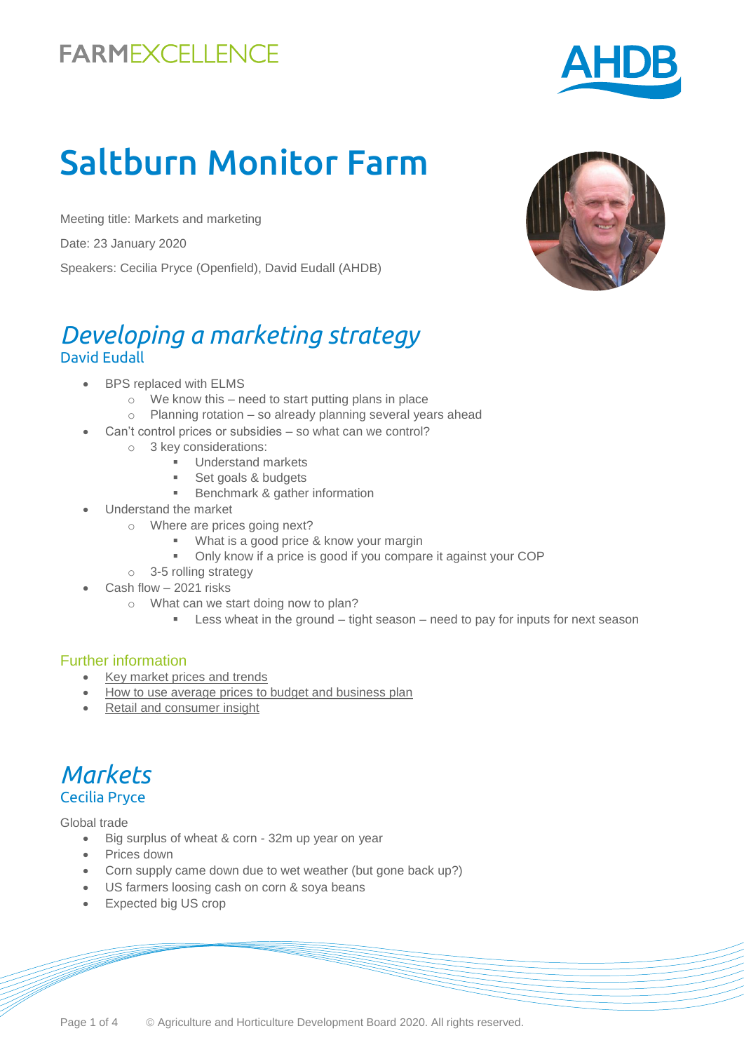FARMEXCELLENCE

AHDB

# Saltburn Monitor Farm

Meeting title: Markets and marketing

Date: 23 January 2020

Speakers: Cecilia Pryce (Openfield), David Eudall (AHDB)

## *Developing a marketing strategy*

### David Eudall

- BPS replaced with ELMS
  - We know this – need to start putting plans in place
  - Planning rotation – so already planning several years ahead
- Can't control prices or subsidies – so what can we control?
  - 3 key considerations:
    - Understand markets
    - Set goals & budgets
    - Benchmark & gather information
- Understand the market
  - Where are prices going next?
    - What is a good price & know your margin
    - Only know if a price is good if you compare it against your COP
  - 3-5 rolling strategy
- Cash flow – 2021 risks
  - What can we start doing now to plan?
    - Less wheat in the ground – tight season – need to pay for inputs for next season

### Further information

- Key market prices and trends
- How to use average prices to budget and business plan
- Retail and consumer insight

## *Markets*

### Cecilia Pryce

Global trade

- Big surplus of wheat & corn - 32m up year on year
- Prices down
- Corn supply came down due to wet weather (but gone back up?)
- US farmers loosing cash on corn & soya beans
- Expected big US crop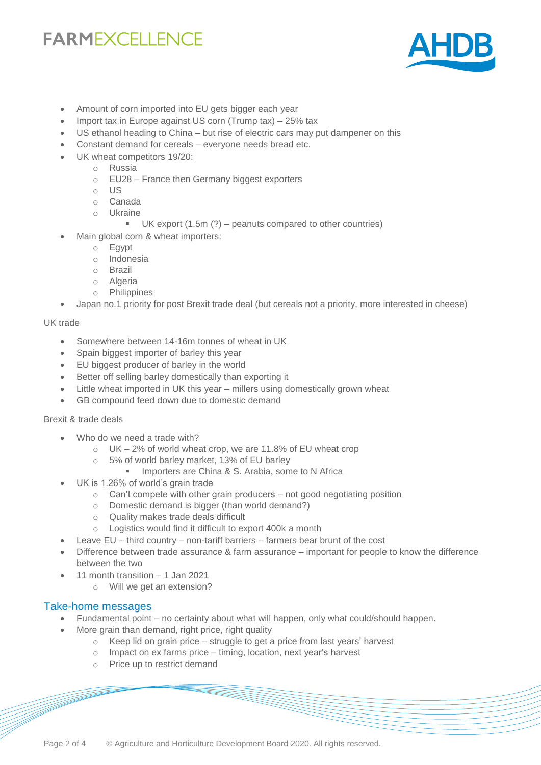- Amount of corn imported into EU gets bigger each year
- Import tax in Europe against US corn (Trump tax) – 25% tax
- US ethanol heading to China – but rise of electric cars may put dampener on this
- Constant demand for cereals – everyone needs bread etc.
- UK wheat competitors 19/20:
    - Russia
    - EU28 – France then Germany biggest exporters
    - US
    - Canada
    - Ukraine
        - UK export (1.5m (?) – peanuts compared to other countries)
- Main global corn & wheat importers:
    - Egypt
    - Indonesia
    - Brazil
    - Algeria
    - Philippines
- Japan no.1 priority for post Brexit trade deal (but cereals not a priority, more interested in cheese)

UK trade

- Somewhere between 14-16m tonnes of wheat in UK
- Spain biggest importer of barley this year
- EU biggest producer of barley in the world
- Better off selling barley domestically than exporting it
- Little wheat imported in UK this year – millers using domestically grown wheat
- GB compound feed down due to domestic demand

Brexit & trade deals

- Who do we need a trade with?
    - UK – 2% of world wheat crop, we are 11.8% of EU wheat crop
    - 5% of world barley market, 13% of EU barley
        - Importers are China & S. Arabia, some to N Africa
- UK is 1.26% of world's grain trade
    - Can't compete with other grain producers – not good negotiating position
    - Domestic demand is bigger (than world demand?)
    - Quality makes trade deals difficult
    - Logistics would find it difficult to export 400k a month
- Leave EU – third country – non-tariff barriers – farmers bear brunt of the cost
- Difference between trade assurance & farm assurance – important for people to know the difference between the two
- 11 month transition – 1 Jan 2021
    - Will we get an extension?

## Take-home messages

- Fundamental point – no certainty about what will happen, only what could/should happen.
- More grain than demand, right price, right quality
    - Keep lid on grain price – struggle to get a price from last years' harvest
    - Impact on ex farms price – timing, location, next year's harvest
    - Price up to restrict demand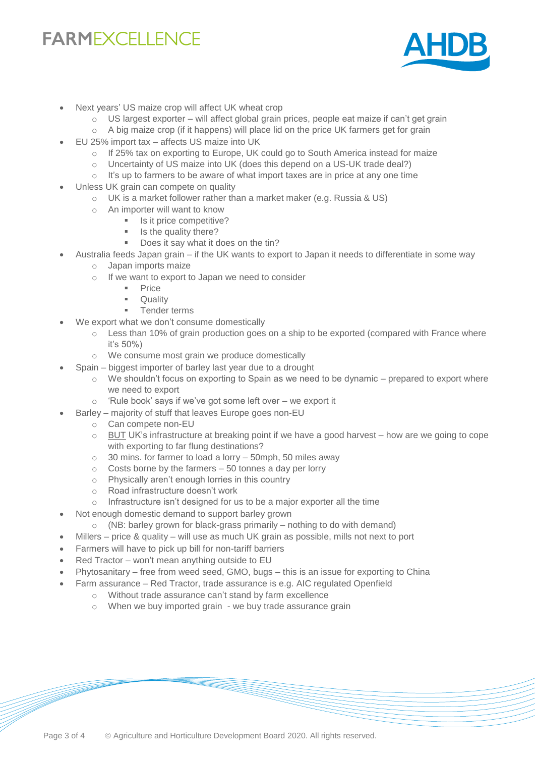- Next years' US maize crop will affect UK wheat crop
  - US largest exporter – will affect global grain prices, people eat maize if can't get grain
  - A big maize crop (if it happens) will place lid on the price UK farmers get for grain
- EU 25% import tax – affects US maize into UK
  - If 25% tax on exporting to Europe, UK could go to South America instead for maize
  - Uncertainty of US maize into UK (does this depend on a US-UK trade deal?)
  - It's up to farmers to be aware of what import taxes are in price at any one time
- Unless UK grain can compete on quality
  - UK is a market follower rather than a market maker (e.g. Russia & US)
  - An importer will want to know
    - Is it price competitive?
    - Is the quality there?
    - Does it say what it does on the tin?
- Australia feeds Japan grain – if the UK wants to export to Japan it needs to differentiate in some way
  - Japan imports maize
  - If we want to export to Japan we need to consider
    - Price
    - Quality
    - Tender terms
- We export what we don't consume domestically
  - Less than 10% of grain production goes on a ship to be exported (compared with France where it's 50%)
  - We consume most grain we produce domestically
- Spain – biggest importer of barley last year due to a drought
  - We shouldn't focus on exporting to Spain as we need to be dynamic – prepared to export where we need to export
  - 'Rule book' says if we've got some left over – we export it
- Barley – majority of stuff that leaves Europe goes non-EU
  - Can compete non-EU
  - <u>BUT</u> UK's infrastructure at breaking point if we have a good harvest – how are we going to cope with exporting to far flung destinations?
  - 30 mins. for farmer to load a lorry – 50mph, 50 miles away
  - Costs borne by the farmers – 50 tonnes a day per lorry
  - Physically aren't enough lorries in this country
  - Road infrastructure doesn't work
  - Infrastructure isn't designed for us to be a major exporter all the time
- Not enough domestic demand to support barley grown
  - (NB: barley grown for black-grass primarily – nothing to do with demand)
- Millers – price & quality – will use as much UK grain as possible, mills not next to port
- Farmers will have to pick up bill for non-tariff barriers
- Red Tractor – won't mean anything outside to EU
- Phytosanitary – free from weed seed, GMO, bugs – this is an issue for exporting to China
- Farm assurance – Red Tractor, trade assurance is e.g. AIC regulated Openfield
  - Without trade assurance can't stand by farm excellence
  - When we buy imported grain - we buy trade assurance grain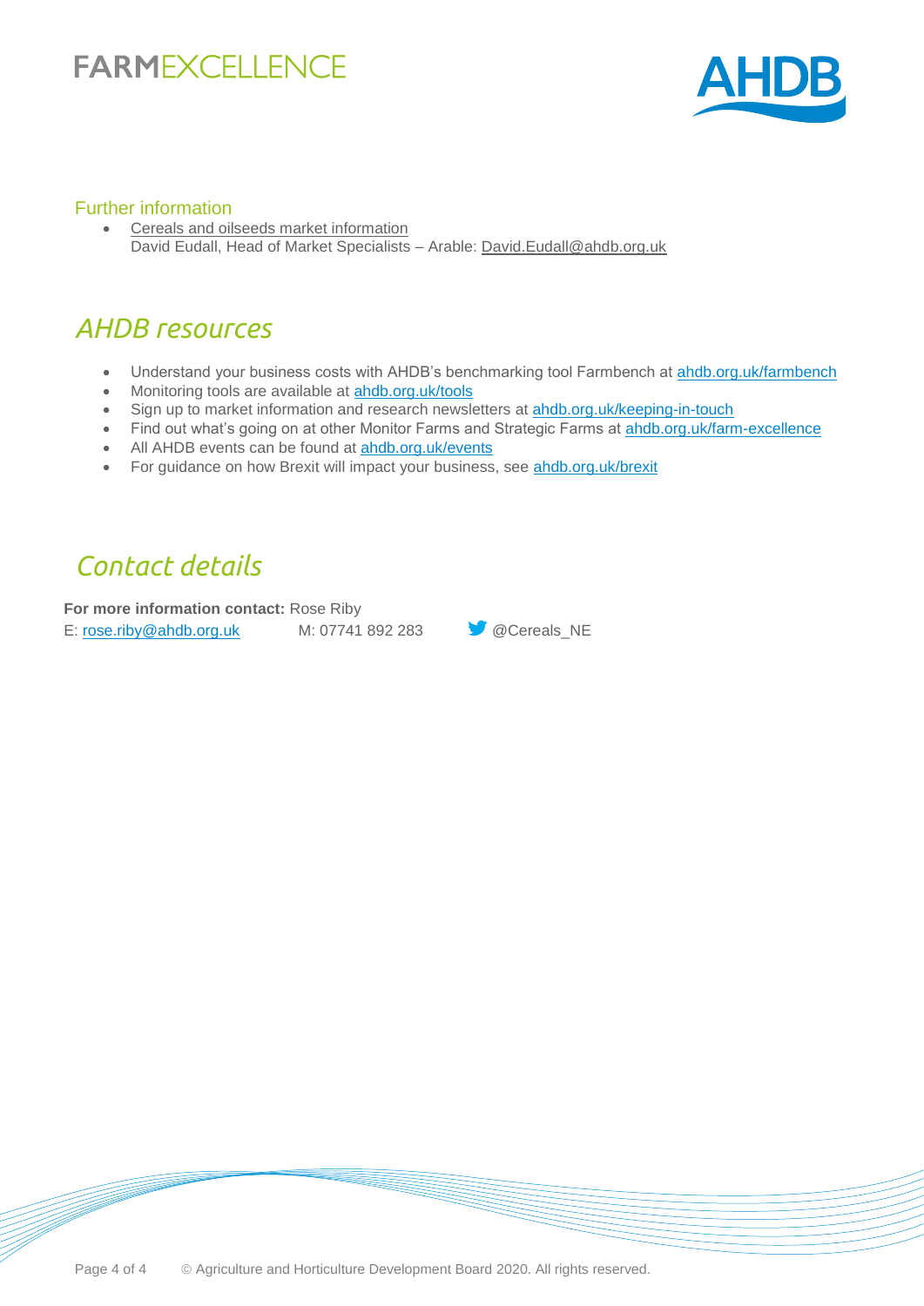## Further information

- Cereals and oilseeds market information
  David Eudall, Head of Market Specialists – Arable: David.Eudall@ahdb.org.uk

# *AHDB resources*

- Understand your business costs with AHDB's benchmarking tool Farmbench at ahdb.org.uk/farmbench
- Monitoring tools are available at ahdb.org.uk/tools
- Sign up to market information and research newsletters at ahdb.org.uk/keeping-in-touch
- Find out what's going on at other Monitor Farms and Strategic Farms at ahdb.org.uk/farm-excellence
- All AHDB events can be found at ahdb.org.uk/events
- For guidance on how Brexit will impact your business, see ahdb.org.uk/brexit

# *Contact details*

**For more information contact:** Rose Riby
E: rose.riby@ahdb.org.uk M: 07741 892 283 @Cereals_NE

© Agriculture and Horticulture Development Board 2020. All rights reserved.